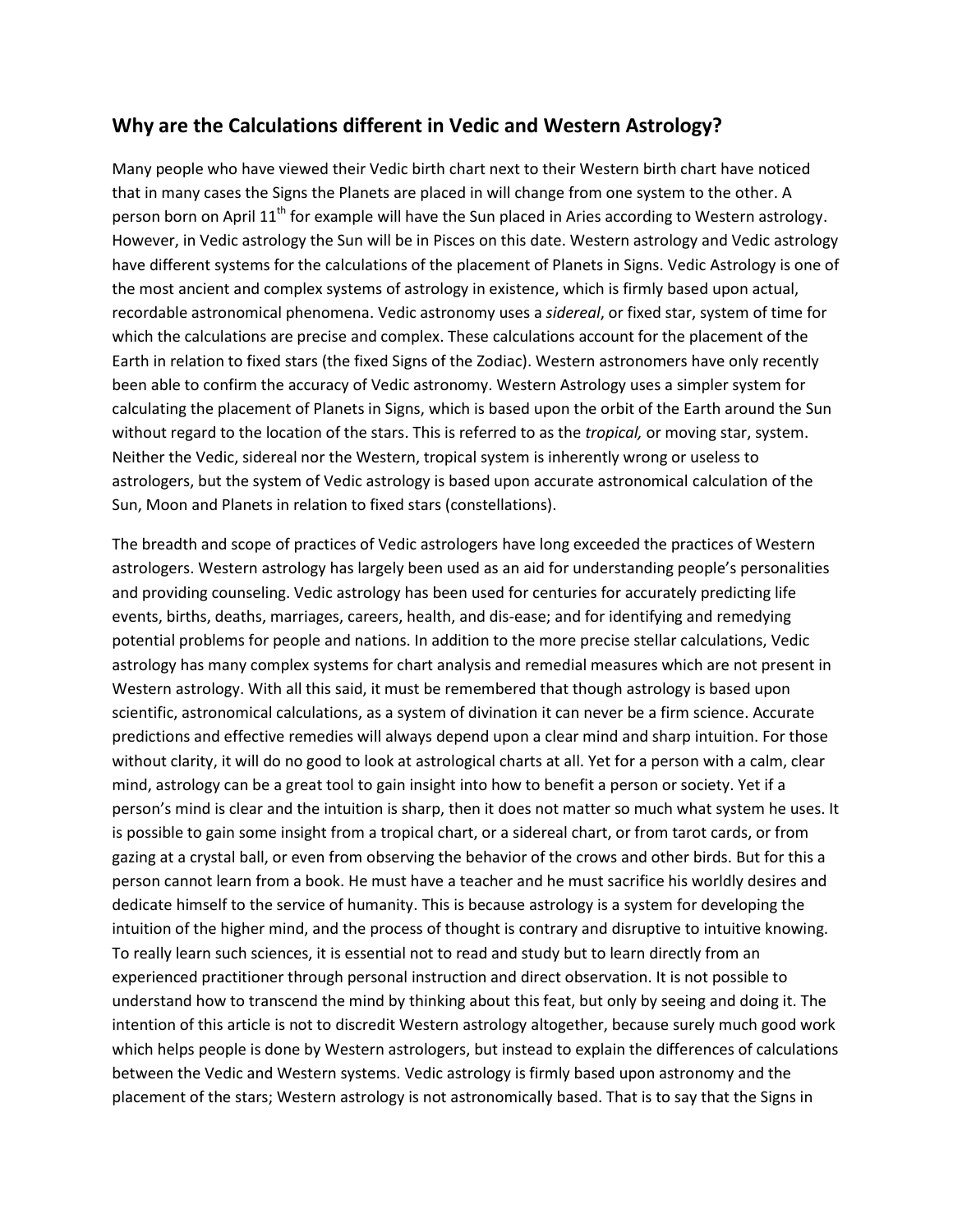## Why are the Calculations different in Vedic and Western Astrology?

Many people who have viewed their Vedic birth chart next to their Western birth chart have noticed that in many cases the Signs the Planets are placed in will change from one system to the other. A person born on April 11th for example will have the Sun placed in Aries according to Western astrology. However, in Vedic astrology the Sun will be in Pisces on this date. Western astrology and Vedic astrology have different systems for the calculations of the placement of Planets in Signs. Vedic Astrology is one of the most ancient and complex systems of astrology in existence, which is firmly based upon actual, recordable astronomical phenomena. Vedic astronomy uses a *sidereal*, or fixed star, system of time for which the calculations are precise and complex. These calculations account for the placement of the Earth in relation to fixed stars (the fixed Signs of the Zodiac). Western astronomers have only recently been able to confirm the accuracy of Vedic astronomy. Western Astrology uses a simpler system for calculating the placement of Planets in Signs, which is based upon the orbit of the Earth around the Sun without regard to the location of the stars. This is referred to as the *tropical,* or moving star, system. Neither the Vedic, sidereal nor the Western, tropical system is inherently wrong or useless to astrologers, but the system of Vedic astrology is based upon accurate astronomical calculation of the Sun, Moon and Planets in relation to fixed stars (constellations).

The breadth and scope of practices of Vedic astrologers have long exceeded the practices of Western astrologers. Western astrology has largely been used as an aid for understanding people's personalities and providing counseling. Vedic astrology has been used for centuries for accurately predicting life events, births, deaths, marriages, careers, health, and dis-ease; and for identifying and remedying potential problems for people and nations. In addition to the more precise stellar calculations, Vedic astrology has many complex systems for chart analysis and remedial measures which are not present in Western astrology. With all this said, it must be remembered that though astrology is based upon scientific, astronomical calculations, as a system of divination it can never be a firm science. Accurate predictions and effective remedies will always depend upon a clear mind and sharp intuition. For those without clarity, it will do no good to look at astrological charts at all. Yet for a person with a calm, clear mind, astrology can be a great tool to gain insight into how to benefit a person or society. Yet if a person's mind is clear and the intuition is sharp, then it does not matter so much what system he uses. It is possible to gain some insight from a tropical chart, or a sidereal chart, or from tarot cards, or from gazing at a crystal ball, or even from observing the behavior of the crows and other birds. But for this a person cannot learn from a book. He must have a teacher and he must sacrifice his worldly desires and dedicate himself to the service of humanity. This is because astrology is a system for developing the intuition of the higher mind, and the process of thought is contrary and disruptive to intuitive knowing. To really learn such sciences, it is essential not to read and study but to learn directly from an experienced practitioner through personal instruction and direct observation. It is not possible to understand how to transcend the mind by thinking about this feat, but only by seeing and doing it. The intention of this article is not to discredit Western astrology altogether, because surely much good work which helps people is done by Western astrologers, but instead to explain the differences of calculations between the Vedic and Western systems. Vedic astrology is firmly based upon astronomy and the placement of the stars; Western astrology is not astronomically based. That is to say that the Signs in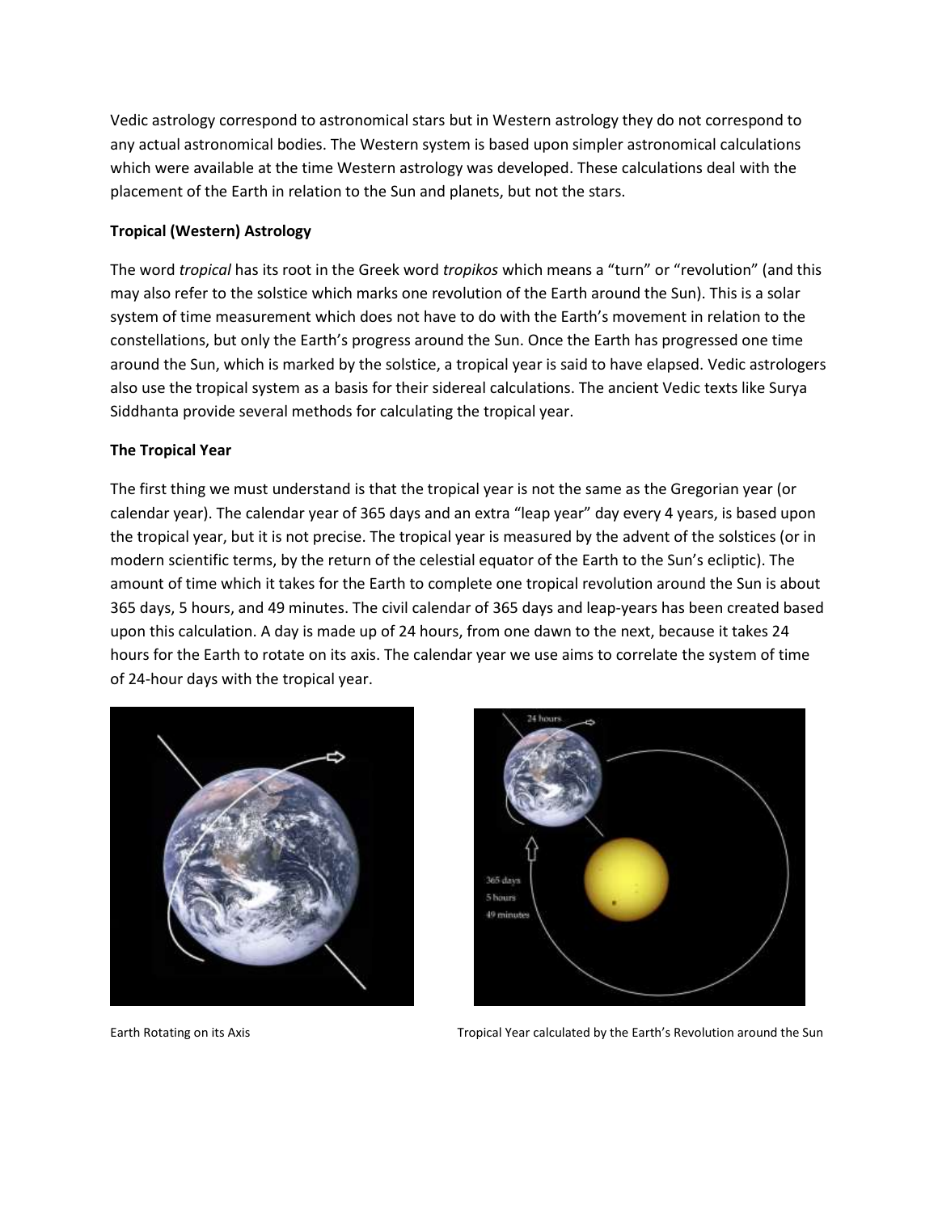Vedic astrology correspond to astronomical stars but in Western astrology they do not correspond to any actual astronomical bodies. The Western system is based upon simpler astronomical calculations which were available at the time Western astrology was developed. These calculations deal with the placement of the Earth in relation to the Sun and planets, but not the stars.

**Tropical (Western) Astrology**

The word *tropical* has its root in the Greek word *tropikos* which means a "turn" or "revolution" (and this may also refer to the solstice which marks one revolution of the Earth around the Sun). This is a solar system of time measurement which does not have to do with the Earth's movement in relation to the constellations, but only the Earth's progress around the Sun. Once the Earth has progressed one time around the Sun, which is marked by the solstice, a tropical year is said to have elapsed. Vedic astrologers also use the tropical system as a basis for their sidereal calculations. The ancient Vedic texts like Surya Siddhanta provide several methods for calculating the tropical year.

**The Tropical Year**

The first thing we must understand is that the tropical year is not the same as the Gregorian year (or calendar year). The calendar year of 365 days and an extra "leap year" day every 4 years, is based upon the tropical year, but it is not precise. The tropical year is measured by the advent of the solstices (or in modern scientific terms, by the return of the celestial equator of the Earth to the Sun's ecliptic). The amount of time which it takes for the Earth to complete one tropical revolution around the Sun is about 365 days, 5 hours, and 49 minutes. The civil calendar of 365 days and leap-years has been created based upon this calculation. A day is made up of 24 hours, from one dawn to the next, because it takes 24 hours for the Earth to rotate on its axis. The calendar year we use aims to correlate the system of time of 24-hour days with the tropical year.

Earth Rotating on its Axis

Tropical Year calculated by the Earth's Revolution around the Sun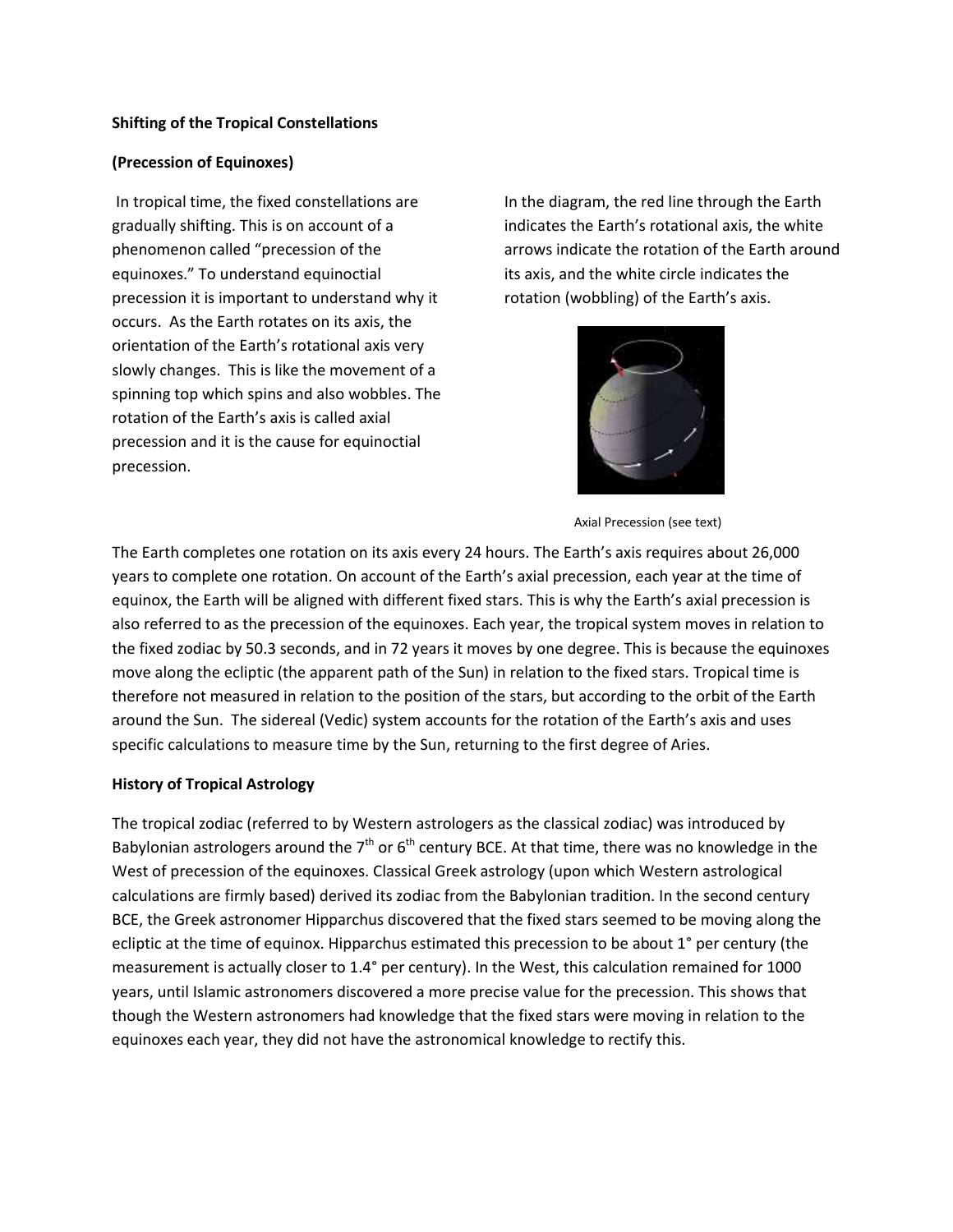**Shifting of the Tropical Constellations**

**(Precession of Equinoxes)**

In tropical time, the fixed constellations are gradually shifting. This is on account of a phenomenon called "precession of the equinoxes." To understand equinoctial precession it is important to understand why it occurs. As the Earth rotates on its axis, the orientation of the Earth's rotational axis very slowly changes. This is like the movement of a spinning top which spins and also wobbles. The rotation of the Earth's axis is called axial precession and it is the cause for equinoctial precession.

In the diagram, the red line through the Earth indicates the Earth's rotational axis, the white arrows indicate the rotation of the Earth around its axis, and the white circle indicates the rotation (wobbling) of the Earth's axis.

Axial Precession (see text)

The Earth completes one rotation on its axis every 24 hours. The Earth's axis requires about 26,000 years to complete one rotation. On account of the Earth's axial precession, each year at the time of equinox, the Earth will be aligned with different fixed stars. This is why the Earth's axial precession is also referred to as the precession of the equinoxes. Each year, the tropical system moves in relation to the fixed zodiac by 50.3 seconds, and in 72 years it moves by one degree. This is because the equinoxes move along the ecliptic (the apparent path of the Sun) in relation to the fixed stars. Tropical time is therefore not measured in relation to the position of the stars, but according to the orbit of the Earth around the Sun. The sidereal (Vedic) system accounts for the rotation of the Earth's axis and uses specific calculations to measure time by the Sun, returning to the first degree of Aries.

**History of Tropical Astrology**

The tropical zodiac (referred to by Western astrologers as the classical zodiac) was introduced by Babylonian astrologers around the 7th or 6th century BCE. At that time, there was no knowledge in the West of precession of the equinoxes. Classical Greek astrology (upon which Western astrological calculations are firmly based) derived its zodiac from the Babylonian tradition. In the second century BCE, the Greek astronomer Hipparchus discovered that the fixed stars seemed to be moving along the ecliptic at the time of equinox. Hipparchus estimated this precession to be about 1° per century (the measurement is actually closer to 1.4° per century). In the West, this calculation remained for 1000 years, until Islamic astronomers discovered a more precise value for the precession. This shows that though the Western astronomers had knowledge that the fixed stars were moving in relation to the equinoxes each year, they did not have the astronomical knowledge to rectify this.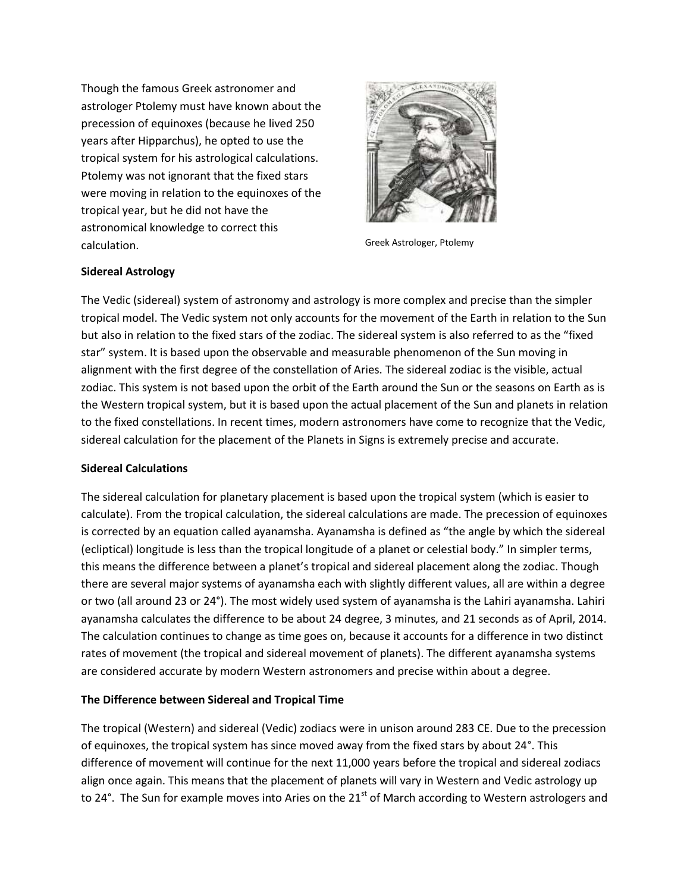Though the famous Greek astronomer and astrologer Ptolemy must have known about the precession of equinoxes (because he lived 250 years after Hipparchus), he opted to use the tropical system for his astrological calculations. Ptolemy was not ignorant that the fixed stars were moving in relation to the equinoxes of the tropical year, but he did not have the astronomical knowledge to correct this calculation.

Greek Astrologer, Ptolemy

**Sidereal Astrology**

The Vedic (sidereal) system of astronomy and astrology is more complex and precise than the simpler tropical model. The Vedic system not only accounts for the movement of the Earth in relation to the Sun but also in relation to the fixed stars of the zodiac. The sidereal system is also referred to as the "fixed star" system. It is based upon the observable and measurable phenomenon of the Sun moving in alignment with the first degree of the constellation of Aries. The sidereal zodiac is the visible, actual zodiac. This system is not based upon the orbit of the Earth around the Sun or the seasons on Earth as is the Western tropical system, but it is based upon the actual placement of the Sun and planets in relation to the fixed constellations. In recent times, modern astronomers have come to recognize that the Vedic, sidereal calculation for the placement of the Planets in Signs is extremely precise and accurate.

**Sidereal Calculations**

The sidereal calculation for planetary placement is based upon the tropical system (which is easier to calculate). From the tropical calculation, the sidereal calculations are made. The precession of equinoxes is corrected by an equation called ayanamsha. Ayanamsha is defined as "the angle by which the sidereal (ecliptical) longitude is less than the tropical longitude of a planet or celestial body." In simpler terms, this means the difference between a planet's tropical and sidereal placement along the zodiac. Though there are several major systems of ayanamsha each with slightly different values, all are within a degree or two (all around 23 or 24°). The most widely used system of ayanamsha is the Lahiri ayanamsha. Lahiri ayanamsha calculates the difference to be about 24 degree, 3 minutes, and 21 seconds as of April, 2014. The calculation continues to change as time goes on, because it accounts for a difference in two distinct rates of movement (the tropical and sidereal movement of planets). The different ayanamsha systems are considered accurate by modern Western astronomers and precise within about a degree.

**The Difference between Sidereal and Tropical Time**

The tropical (Western) and sidereal (Vedic) zodiacs were in unison around 283 CE. Due to the precession of equinoxes, the tropical system has since moved away from the fixed stars by about 24°. This difference of movement will continue for the next 11,000 years before the tropical and sidereal zodiacs align once again. This means that the placement of planets will vary in Western and Vedic astrology up to 24°. The Sun for example moves into Aries on the 21st of March according to Western astrologers and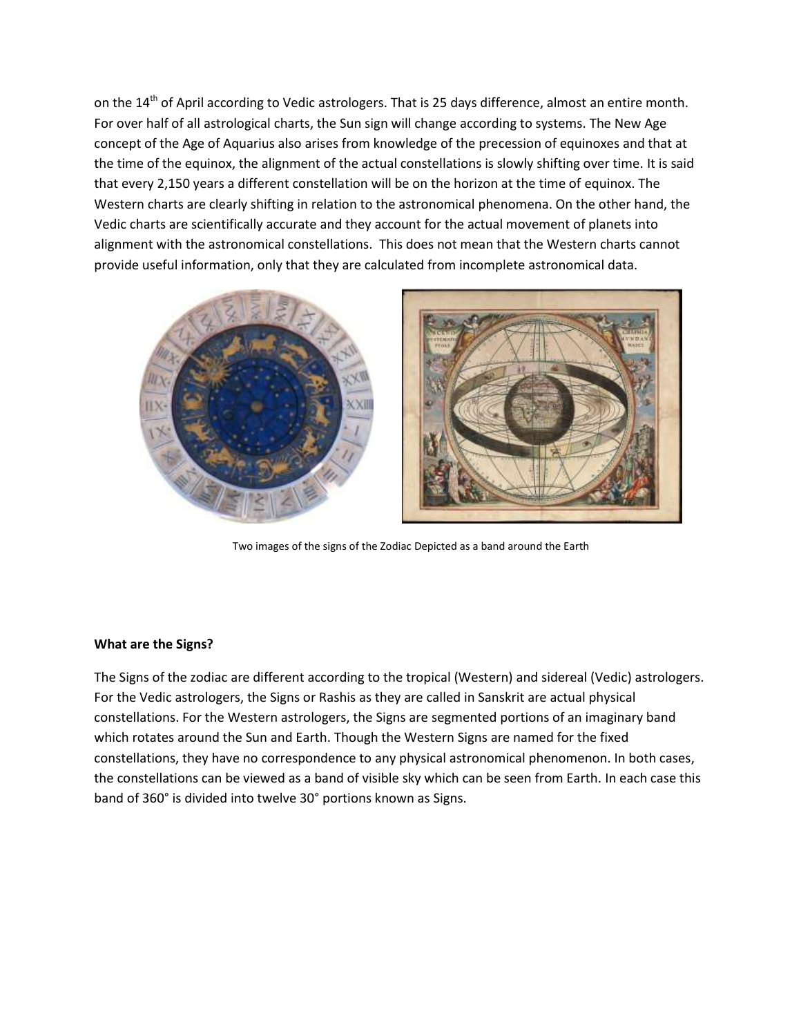on the 14th of April according to Vedic astrologers. That is 25 days difference, almost an entire month. For over half of all astrological charts, the Sun sign will change according to systems. The New Age concept of the Age of Aquarius also arises from knowledge of the precession of equinoxes and that at the time of the equinox, the alignment of the actual constellations is slowly shifting over time. It is said that every 2,150 years a different constellation will be on the horizon at the time of equinox. The Western charts are clearly shifting in relation to the astronomical phenomena. On the other hand, the Vedic charts are scientifically accurate and they account for the actual movement of planets into alignment with the astronomical constellations. This does not mean that the Western charts cannot provide useful information, only that they are calculated from incomplete astronomical data.

Two images of the signs of the Zodiac Depicted as a band around the Earth

**What are the Signs?**

The Signs of the zodiac are different according to the tropical (Western) and sidereal (Vedic) astrologers. For the Vedic astrologers, the Signs or Rashis as they are called in Sanskrit are actual physical constellations. For the Western astrologers, the Signs are segmented portions of an imaginary band which rotates around the Sun and Earth. Though the Western Signs are named for the fixed constellations, they have no correspondence to any physical astronomical phenomenon. In both cases, the constellations can be viewed as a band of visible sky which can be seen from Earth. In each case this band of 360° is divided into twelve 30° portions known as Signs.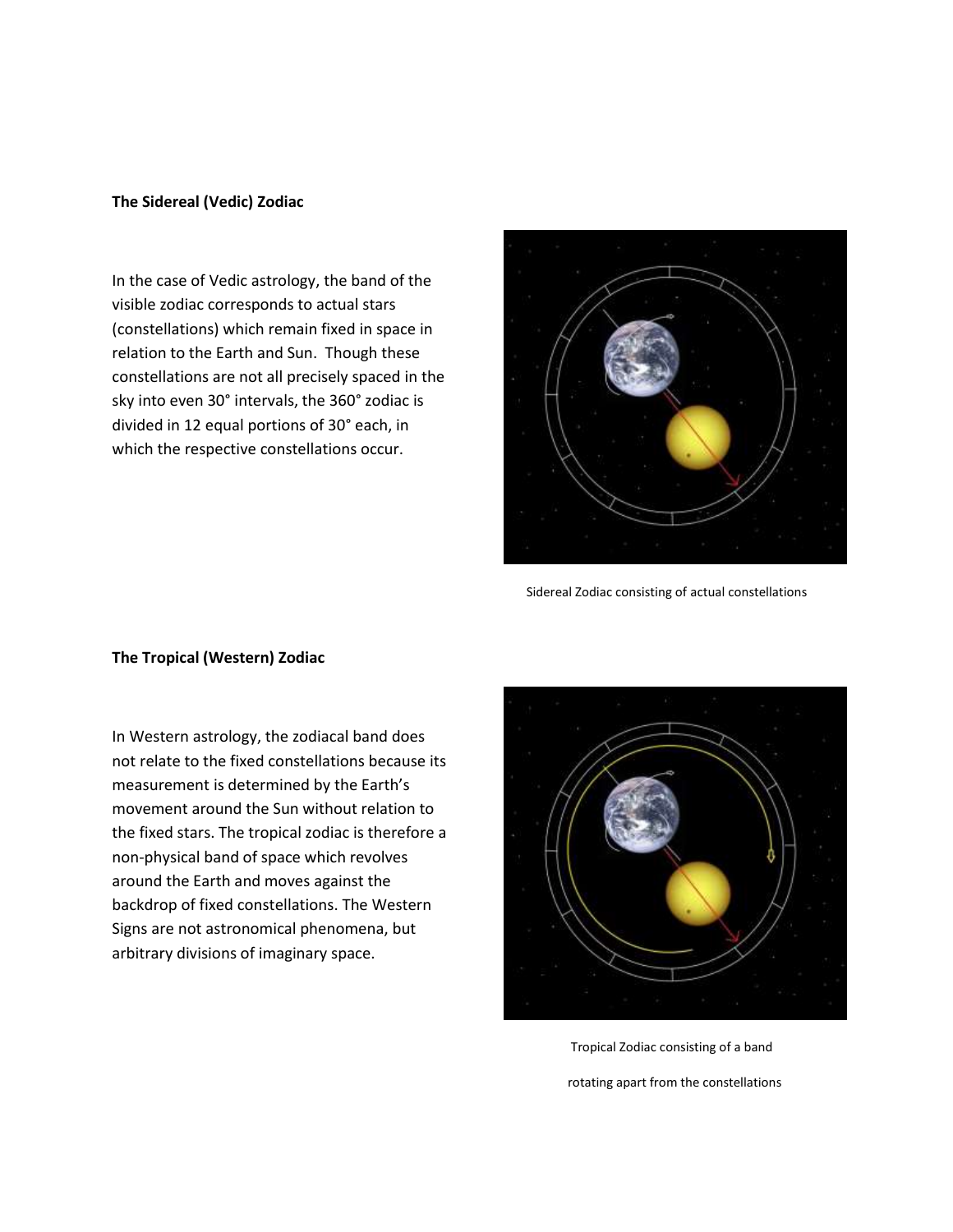**The Sidereal (Vedic) Zodiac**

In the case of Vedic astrology, the band of the visible zodiac corresponds to actual stars (constellations) which remain fixed in space in relation to the Earth and Sun. Though these constellations are not all precisely spaced in the sky into even 30° intervals, the 360° zodiac is divided in 12 equal portions of 30° each, in which the respective constellations occur.

Sidereal Zodiac consisting of actual constellations

**The Tropical (Western) Zodiac**

In Western astrology, the zodiacal band does not relate to the fixed constellations because its measurement is determined by the Earth's movement around the Sun without relation to the fixed stars. The tropical zodiac is therefore a non-physical band of space which revolves around the Earth and moves against the backdrop of fixed constellations. The Western Signs are not astronomical phenomena, but arbitrary divisions of imaginary space.

Tropical Zodiac consisting of a band

rotating apart from the constellations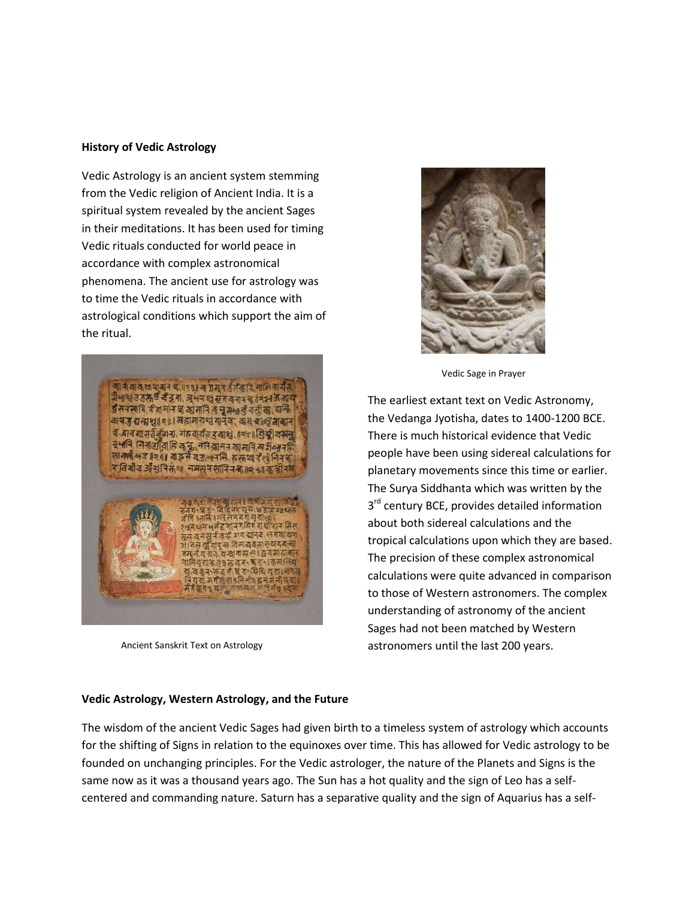**History of Vedic Astrology**

Vedic Astrology is an ancient system stemming from the Vedic religion of Ancient India. It is a spiritual system revealed by the ancient Sages in their meditations. It has been used for timing Vedic rituals conducted for world peace in accordance with complex astronomical phenomena. The ancient use for astrology was to time the Vedic rituals in accordance with astrological conditions which support the aim of the ritual.

Ancient Sanskrit Text on Astrology

Vedic Sage in Prayer

The earliest extant text on Vedic Astronomy, the Vedanga Jyotisha, dates to 1400-1200 BCE. There is much historical evidence that Vedic people have been using sidereal calculations for planetary movements since this time or earlier. The Surya Siddhanta which was written by the 3rd century BCE, provides detailed information about both sidereal calculations and the tropical calculations upon which they are based. The precision of these complex astronomical calculations were quite advanced in comparison to those of Western astronomers. The complex understanding of astronomy of the ancient Sages had not been matched by Western astronomers until the last 200 years.

**Vedic Astrology, Western Astrology, and the Future**

The wisdom of the ancient Vedic Sages had given birth to a timeless system of astrology which accounts for the shifting of Signs in relation to the equinoxes over time. This has allowed for Vedic astrology to be founded on unchanging principles. For the Vedic astrologer, the nature of the Planets and Signs is the same now as it was a thousand years ago. The Sun has a hot quality and the sign of Leo has a self-centered and commanding nature. Saturn has a separative quality and the sign of Aquarius has a self-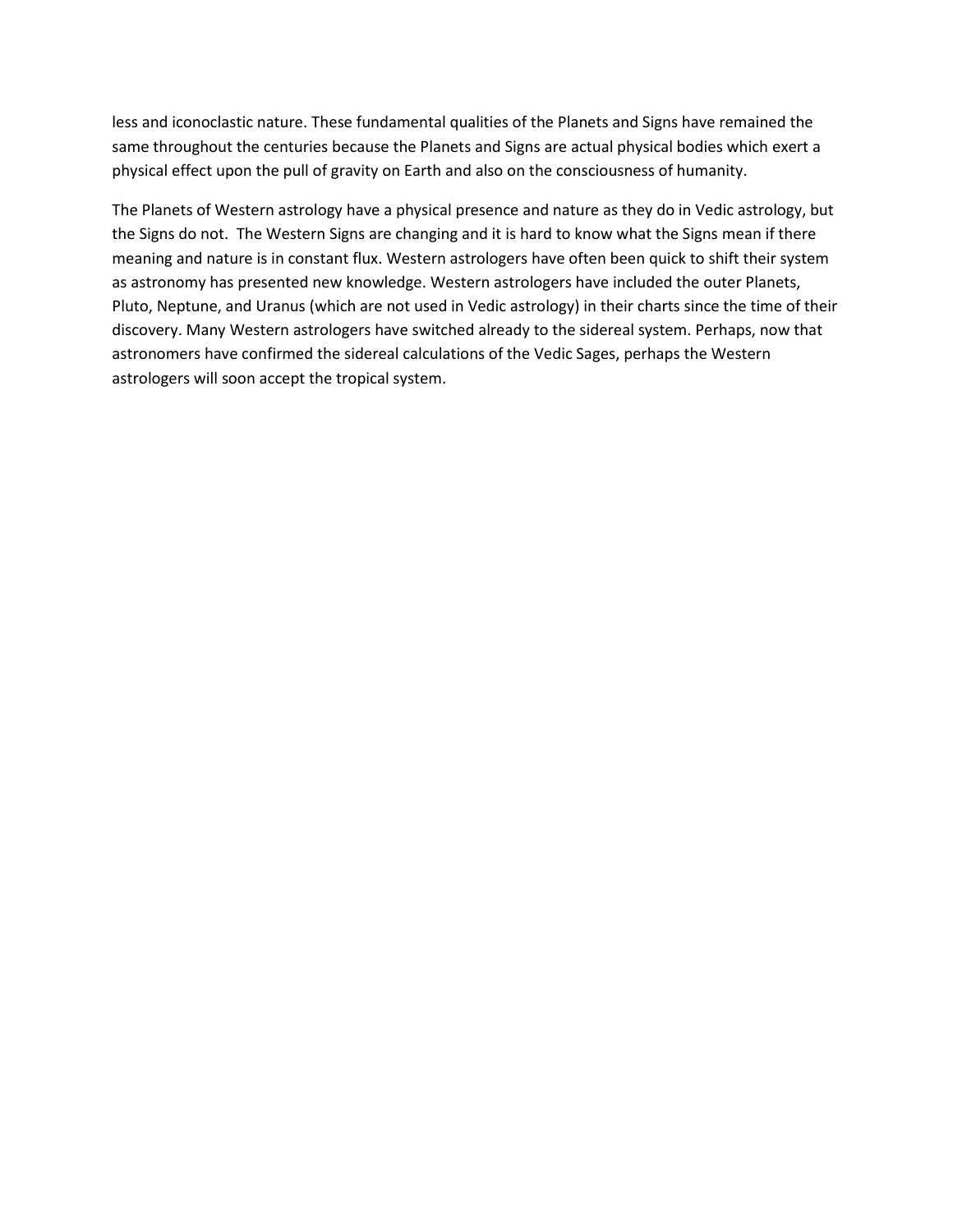less and iconoclastic nature. These fundamental qualities of the Planets and Signs have remained the same throughout the centuries because the Planets and Signs are actual physical bodies which exert a physical effect upon the pull of gravity on Earth and also on the consciousness of humanity.

The Planets of Western astrology have a physical presence and nature as they do in Vedic astrology, but the Signs do not. The Western Signs are changing and it is hard to know what the Signs mean if there meaning and nature is in constant flux. Western astrologers have often been quick to shift their system as astronomy has presented new knowledge. Western astrologers have included the outer Planets, Pluto, Neptune, and Uranus (which are not used in Vedic astrology) in their charts since the time of their discovery. Many Western astrologers have switched already to the sidereal system. Perhaps, now that astronomers have confirmed the sidereal calculations of the Vedic Sages, perhaps the Western astrologers will soon accept the tropical system.